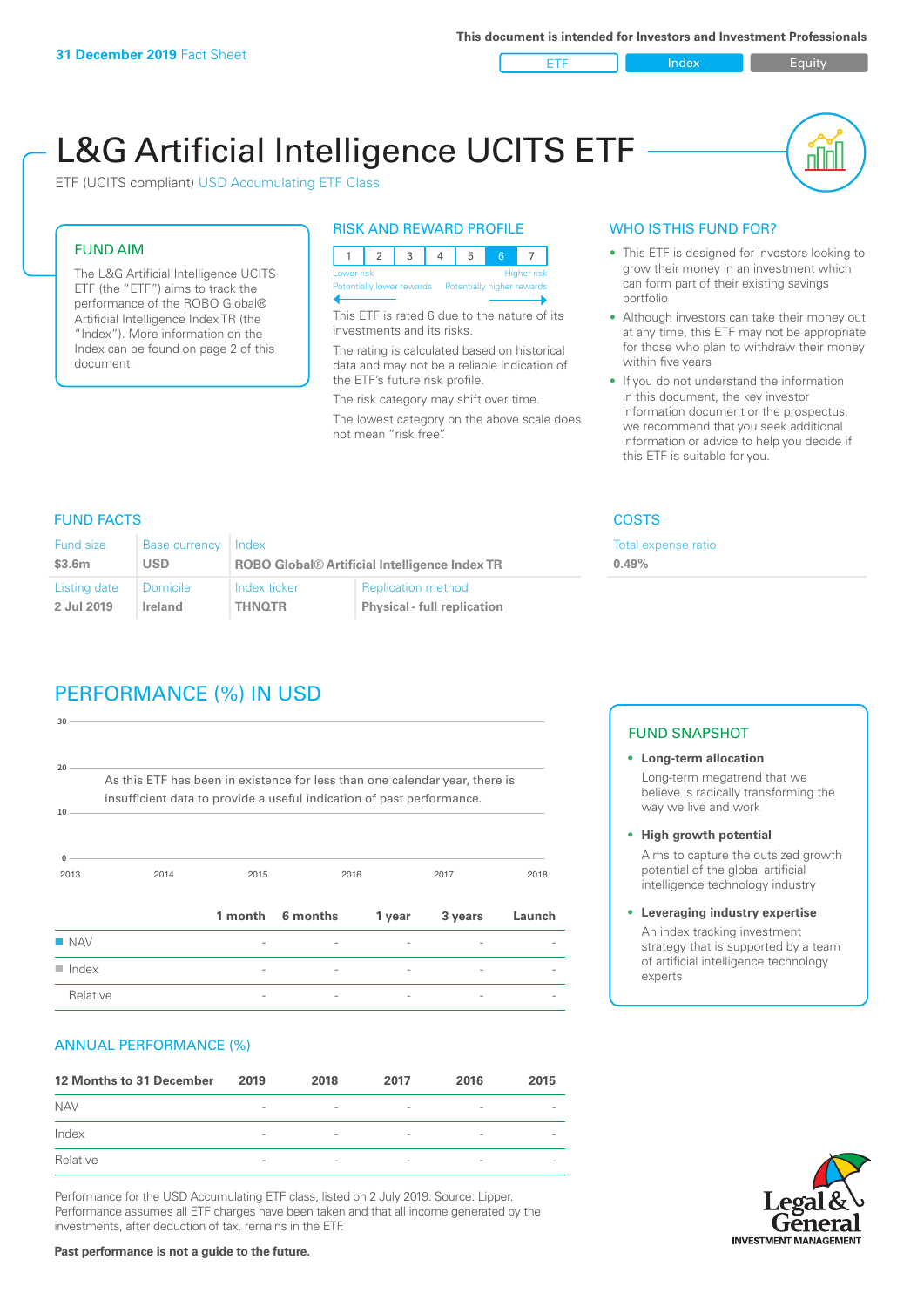**31 December 2019** Fact Sheet

This document is intended for Investors and Investment Professionals

ETF | Index | Equity

# L&G Artificial Intelligence UCITS ETF

ETF (UCITS compliant) USD Accumulating ETF Class

## FUND AIM

The L&G Artificial Intelligence UCITS ETF (the "ETF") aims to track the performance of the ROBO Global® Artificial Intelligence Index TR (the "Index"). More information on the Index can be found on page 2 of this document.

## RISK AND REWARD PROFILE

| 1 | 2 | 3 | 4 | 5 | 6 | 7 |
|---|---|---|---|---|---|---|

Lower risk — Higher risk
Potentially lower rewards — Potentially higher rewards

This ETF is rated 6 due to the nature of its investments and its risks.

The rating is calculated based on historical data and may not be a reliable indication of the ETF's future risk profile.

The risk category may shift over time.

The lowest category on the above scale does not mean "risk free".

## WHO IS THIS FUND FOR?

- This ETF is designed for investors looking to grow their money in an investment which can form part of their existing savings portfolio
- Although investors can take their money out at any time, this ETF may not be appropriate for those who plan to withdraw their money within five years
- If you do not understand the information in this document, the key investor information document or the prospectus, we recommend that you seek additional information or advice to help you decide if this ETF is suitable for you.

## FUND FACTS

| Fund size | Base currency | Index | |
|---|---|---|---|
| $3.6m | USD | ROBO Global® Artificial Intelligence Index TR | |
| **Listing date** | **Domicile** | **Index ticker** | **Replication method** |
| 2 Jul 2019 | Ireland | THNQTR | Physical - full replication |

## COSTS

Total expense ratio
**0.49%**

## PERFORMANCE (%) IN USD

As this ETF has been in existence for less than one calendar year, there is insufficient data to provide a useful indication of past performance.

| | 1 month | 6 months | 1 year | 3 years | Launch |
|---|---|---|---|---|---|
| NAV | - | - | - | - | - |
| Index | - | - | - | - | - |
| Relative | - | - | - | - | - |

## ANNUAL PERFORMANCE (%)

| 12 Months to 31 December | 2019 | 2018 | 2017 | 2016 | 2015 |
|---|---|---|---|---|---|
| NAV | - | - | - | - | - |
| Index | - | - | - | - | - |
| Relative | - | - | - | - | - |

Performance for the USD Accumulating ETF class, listed on 2 July 2019. Source: Lipper. Performance assumes all ETF charges have been taken and that all income generated by the investments, after deduction of tax, remains in the ETF.

**Past performance is not a guide to the future.**

## FUND SNAPSHOT

- **Long-term allocation**
  Long-term megatrend that we believe is radically transforming the way we live and work
- **High growth potential**
  Aims to capture the outsized growth potential of the global artificial intelligence technology industry
- **Leveraging industry expertise**
  An index tracking investment strategy that is supported by a team of artificial intelligence technology experts

Legal & General INVESTMENT MANAGEMENT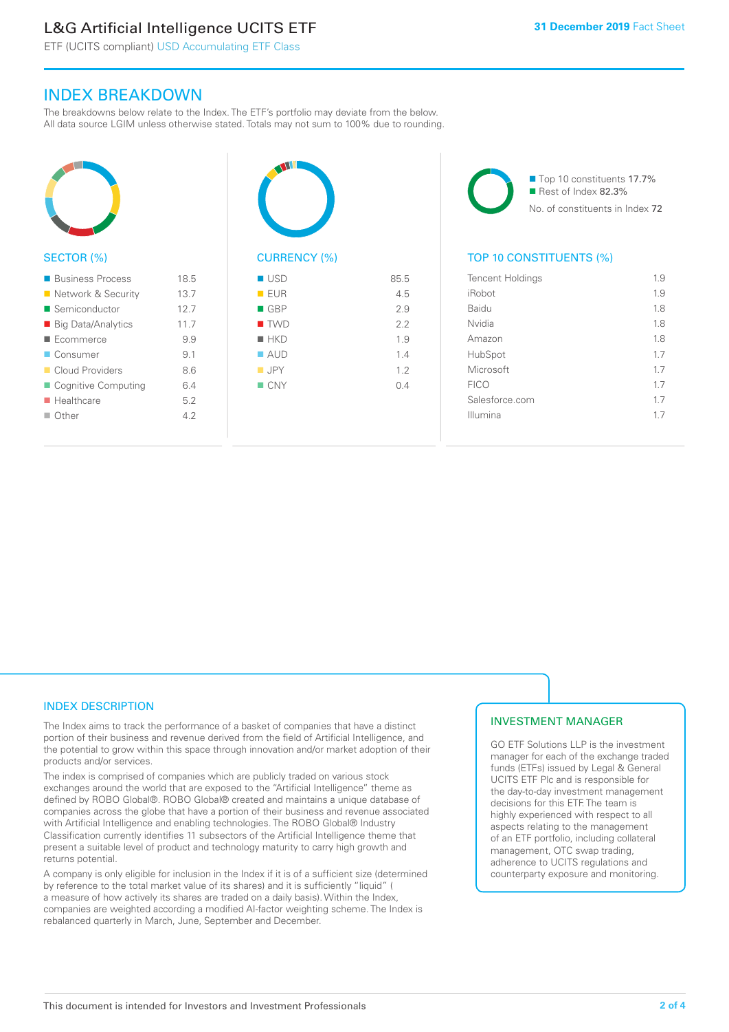# L&G Artificial Intelligence UCITS ETF

ETF (UCITS compliant) USD Accumulating ETF Class

**31 December 2019** Fact Sheet

## INDEX BREAKDOWN

The breakdowns below relate to the Index. The ETF's portfolio may deviate from the below. All data source LGIM unless otherwise stated. Totals may not sum to 100% due to rounding.

### SECTOR (%)

| Sector | % |
|---|---|
| Business Process | 18.5 |
| Network & Security | 13.7 |
| Semiconductor | 12.7 |
| Big Data/Analytics | 11.7 |
| Ecommerce | 9.9 |
| Consumer | 9.1 |
| Cloud Providers | 8.6 |
| Cognitive Computing | 6.4 |
| Healthcare | 5.2 |
| Other | 4.2 |

### CURRENCY (%)

| Currency | % |
|---|---|
| USD | 85.5 |
| EUR | 4.5 |
| GBP | 2.9 |
| TWD | 2.2 |
| HKD | 1.9 |
| AUD | 1.4 |
| JPY | 1.2 |
| CNY | 0.4 |

- Top 10 constituents 17.7%
- Rest of Index 82.3%

No. of constituents in Index 72

### TOP 10 CONSTITUENTS (%)

| Constituent | % |
|---|---|
| Tencent Holdings | 1.9 |
| iRobot | 1.9 |
| Baidu | 1.8 |
| Nvidia | 1.8 |
| Amazon | 1.8 |
| HubSpot | 1.7 |
| Microsoft | 1.7 |
| FICO | 1.7 |
| Salesforce.com | 1.7 |
| Illumina | 1.7 |

## INDEX DESCRIPTION

The Index aims to track the performance of a basket of companies that have a distinct portion of their business and revenue derived from the field of Artificial Intelligence, and the potential to grow within this space through innovation and/or market adoption of their products and/or services.

The index is comprised of companies which are publicly traded on various stock exchanges around the world that are exposed to the "Artificial Intelligence" theme as defined by ROBO Global®. ROBO Global® created and maintains a unique database of companies across the globe that have a portion of their business and revenue associated with Artificial Intelligence and enabling technologies. The ROBO Global® Industry Classification currently identifies 11 subsectors of the Artificial Intelligence theme that present a suitable level of product and technology maturity to carry high growth and returns potential.

A company is only eligible for inclusion in the Index if it is of a sufficient size (determined by reference to the total market value of its shares) and it is sufficiently "liquid" ( a measure of how actively its shares are traded on a daily basis). Within the Index, companies are weighted according a modified AI-factor weighting scheme. The Index is rebalanced quarterly in March, June, September and December.

## INVESTMENT MANAGER

GO ETF Solutions LLP is the investment manager for each of the exchange traded funds (ETFs) issued by Legal & General UCITS ETF Plc and is responsible for the day-to-day investment management decisions for this ETF. The team is highly experienced with respect to all aspects relating to the management of an ETF portfolio, including collateral management, OTC swap trading, adherence to UCITS regulations and counterparty exposure and monitoring.

This document is intended for Investors and Investment Professionals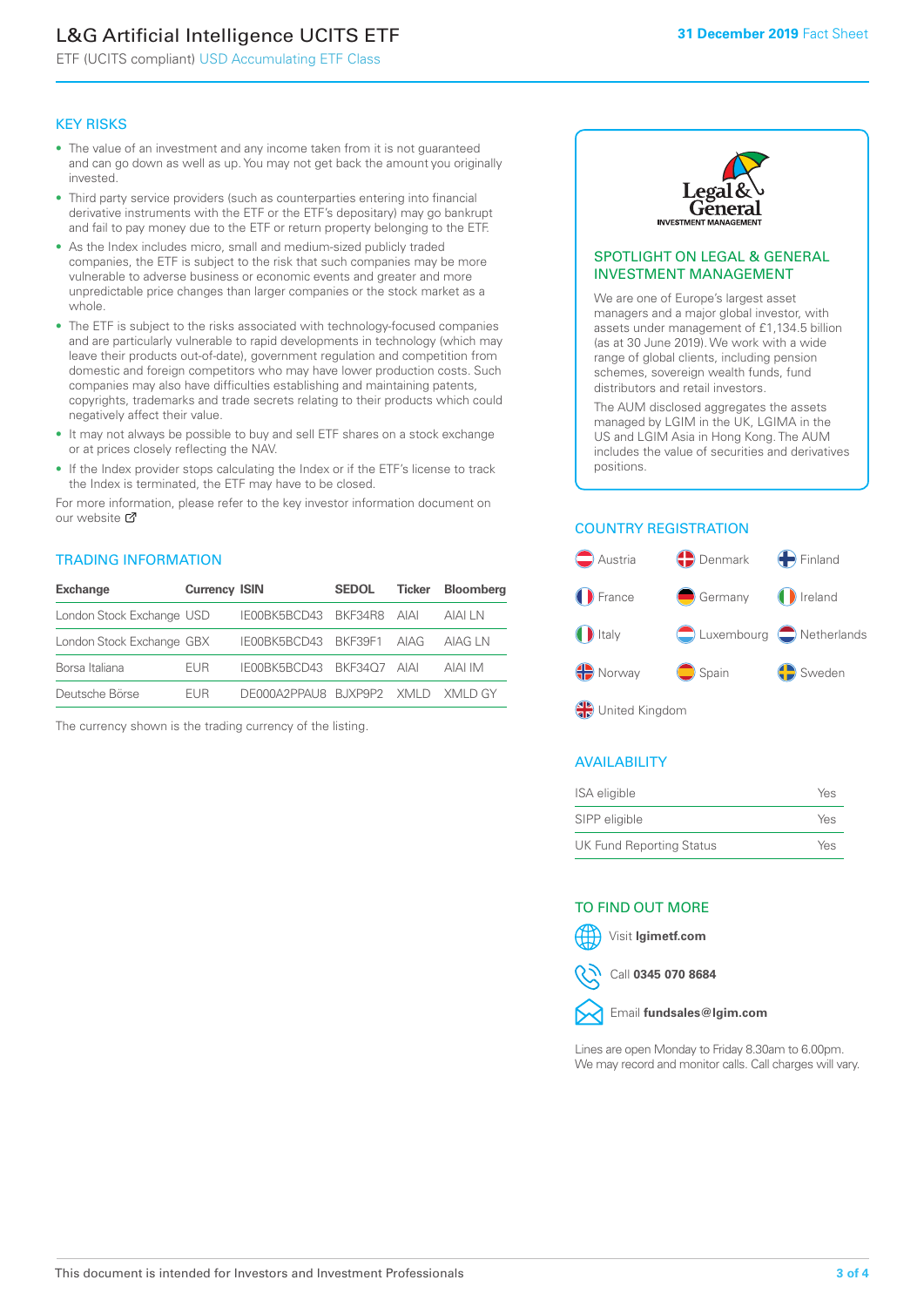# L&G Artificial Intelligence UCITS ETF

ETF (UCITS compliant) USD Accumulating ETF Class

31 December 2019 Fact Sheet

## KEY RISKS

- The value of an investment and any income taken from it is not guaranteed and can go down as well as up. You may not get back the amount you originally invested.
- Third party service providers (such as counterparties entering into financial derivative instruments with the ETF or the ETF's depositary) may go bankrupt and fail to pay money due to the ETF or return property belonging to the ETF.
- As the Index includes micro, small and medium-sized publicly traded companies, the ETF is subject to the risk that such companies may be more vulnerable to adverse business or economic events and greater and more unpredictable price changes than larger companies or the stock market as a whole.
- The ETF is subject to the risks associated with technology-focused companies and are particularly vulnerable to rapid developments in technology (which may leave their products out-of-date), government regulation and competition from domestic and foreign competitors who may have lower production costs. Such companies may also have difficulties establishing and maintaining patents, copyrights, trademarks and trade secrets relating to their products which could negatively affect their value.
- It may not always be possible to buy and sell ETF shares on a stock exchange or at prices closely reflecting the NAV.
- If the Index provider stops calculating the Index or if the ETF's license to track the Index is terminated, the ETF may have to be closed.

For more information, please refer to the key investor information document on our website

## TRADING INFORMATION

| Exchange | Currency | ISIN | SEDOL | Ticker | Bloomberg |
|---|---|---|---|---|---|
| London Stock Exchange | USD | IE00BK5BCD43 | BKF34R8 | AIAI | AIAI LN |
| London Stock Exchange | GBX | IE00BK5BCD43 | BKF39F1 | AIAG | AIAG LN |
| Borsa Italiana | EUR | IE00BK5BCD43 | BKF34Q7 | AIAI | AIAI IM |
| Deutsche Börse | EUR | DE000A2PPAU8 | BJXP9P2 | XMLD | XMLD GY |

The currency shown is the trading currency of the listing.

## SPOTLIGHT ON LEGAL & GENERAL INVESTMENT MANAGEMENT

We are one of Europe's largest asset managers and a major global investor, with assets under management of £1,134.5 billion (as at 30 June 2019). We work with a wide range of global clients, including pension schemes, sovereign wealth funds, fund distributors and retail investors.

The AUM disclosed aggregates the assets managed by LGIM in the UK, LGIMA in the US and LGIM Asia in Hong Kong. The AUM includes the value of securities and derivatives positions.

## COUNTRY REGISTRATION

Austria, Denmark, Finland, France, Germany, Ireland, Italy, Luxembourg, Netherlands, Norway, Spain, Sweden, United Kingdom

## AVAILABILITY

| | |
|---|---|
| ISA eligible | Yes |
| SIPP eligible | Yes |
| UK Fund Reporting Status | Yes |

## TO FIND OUT MORE

Visit **lgimetf.com**

Call **0345 070 8684**

Email **fundsales@lgim.com**

Lines are open Monday to Friday 8.30am to 6.00pm. We may record and monitor calls. Call charges will vary.

This document is intended for Investors and Investment Professionals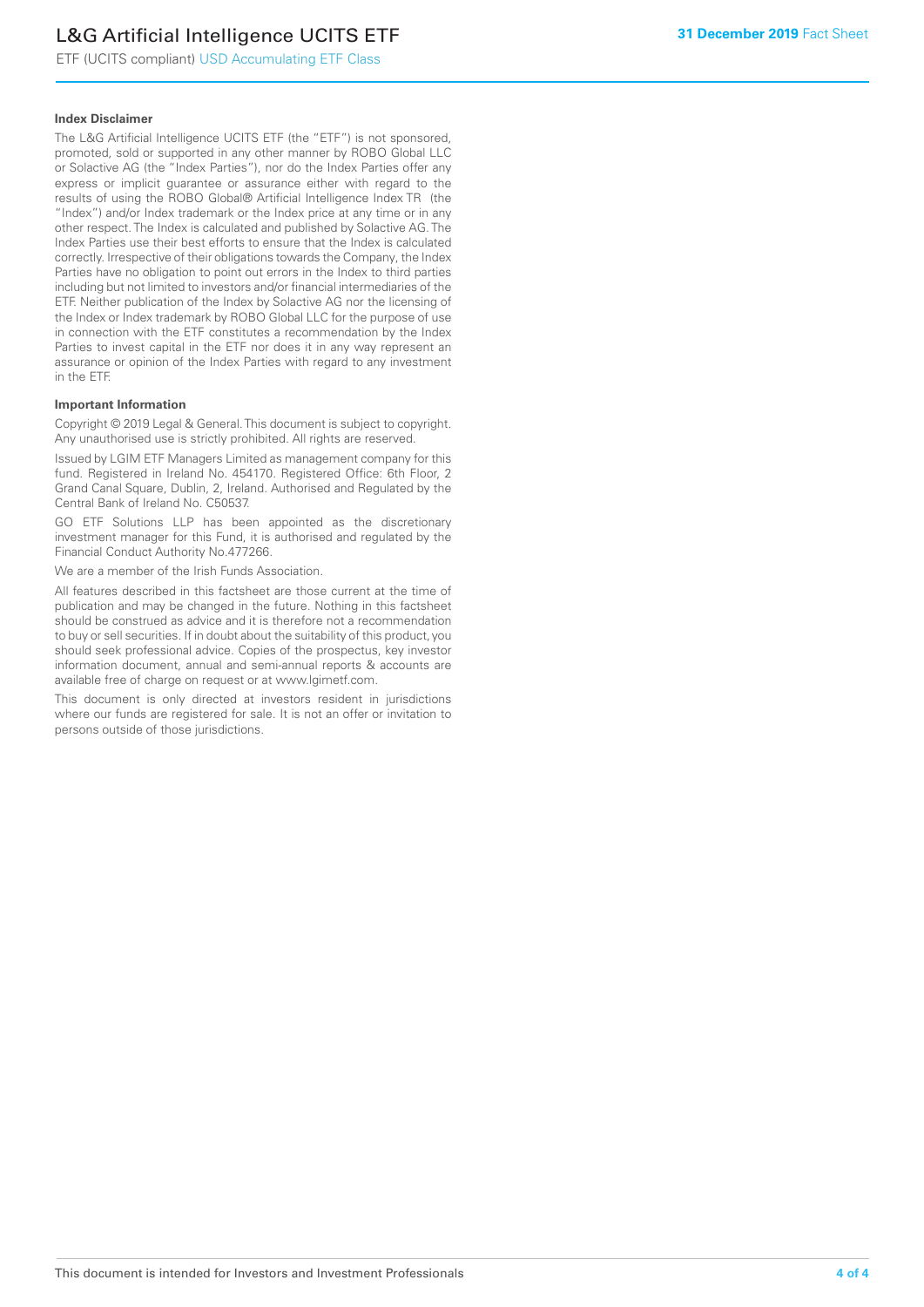### Index Disclaimer

The L&G Artificial Intelligence UCITS ETF (the "ETF") is not sponsored, promoted, sold or supported in any other manner by ROBO Global LLC or Solactive AG (the "Index Parties"), nor do the Index Parties offer any express or implicit guarantee or assurance either with regard to the results of using the ROBO Global® Artificial Intelligence Index TR (the "Index") and/or Index trademark or the Index price at any time or in any other respect. The Index is calculated and published by Solactive AG. The Index Parties use their best efforts to ensure that the Index is calculated correctly. Irrespective of their obligations towards the Company, the Index Parties have no obligation to point out errors in the Index to third parties including but not limited to investors and/or financial intermediaries of the ETF. Neither publication of the Index by Solactive AG nor the licensing of the Index or Index trademark by ROBO Global LLC for the purpose of use in connection with the ETF constitutes a recommendation by the Index Parties to invest capital in the ETF nor does it in any way represent an assurance or opinion of the Index Parties with regard to any investment in the ETF.

### Important Information

Copyright © 2019 Legal & General. This document is subject to copyright. Any unauthorised use is strictly prohibited. All rights are reserved.

Issued by LGIM ETF Managers Limited as management company for this fund. Registered in Ireland No. 454170. Registered Office: 6th Floor, 2 Grand Canal Square, Dublin, 2, Ireland. Authorised and Regulated by the Central Bank of Ireland No. C50537.

GO ETF Solutions LLP has been appointed as the discretionary investment manager for this Fund, it is authorised and regulated by the Financial Conduct Authority No.477266.

We are a member of the Irish Funds Association.

All features described in this factsheet are those current at the time of publication and may be changed in the future. Nothing in this factsheet should be construed as advice and it is therefore not a recommendation to buy or sell securities. If in doubt about the suitability of this product, you should seek professional advice. Copies of the prospectus, key investor information document, annual and semi-annual reports & accounts are available free of charge on request or at www.lgimetf.com.

This document is only directed at investors resident in jurisdictions where our funds are registered for sale. It is not an offer or invitation to persons outside of those jurisdictions.